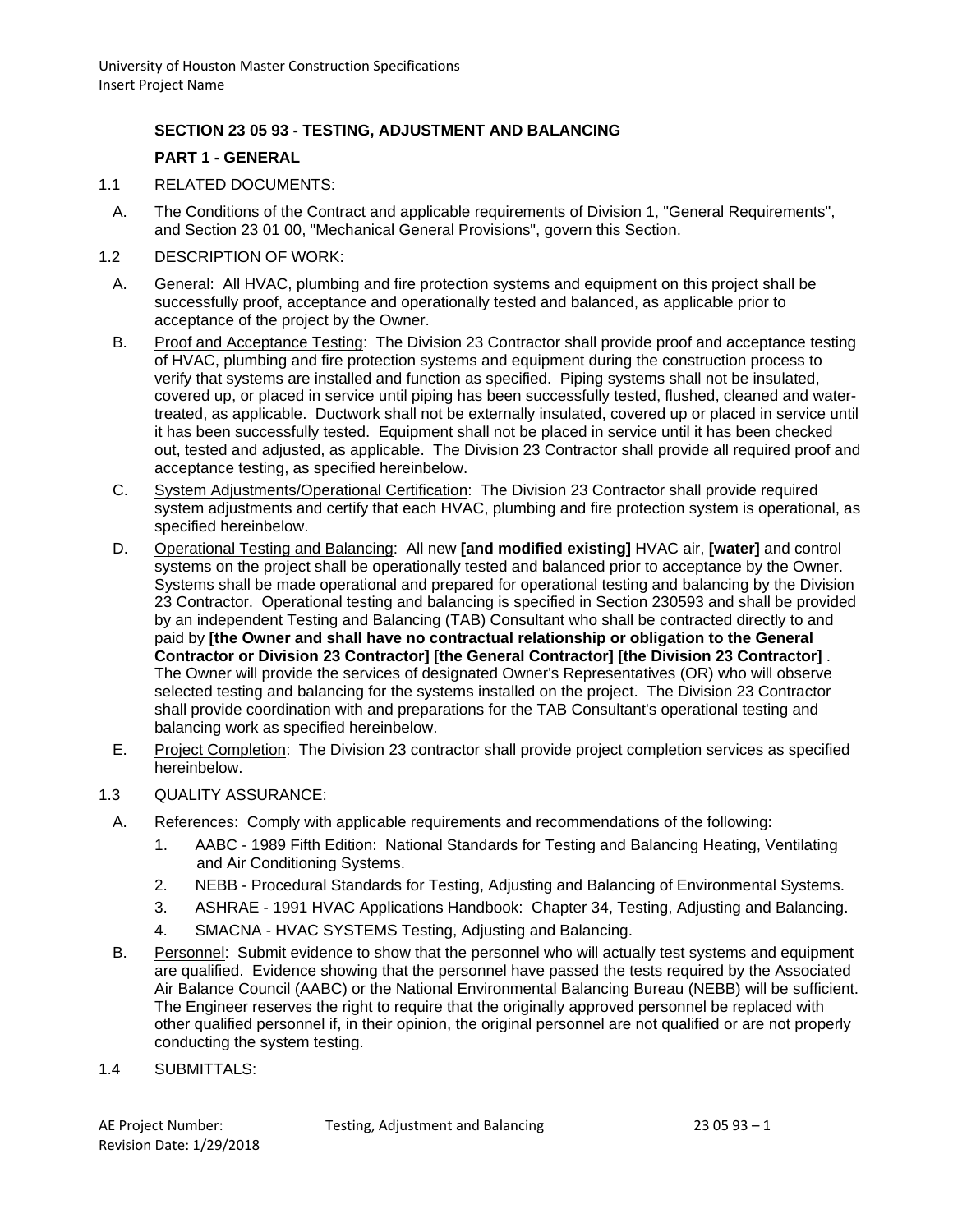## SECTION 23 05 93 - TESTING, ADJUSTMENT AND BALANCING

### PART 1 - GENERAL

1.1 RELATED DOCUMENTS:

A. The Conditions of the Contract and applicable requirements of Division 1, "General Requirements", and Section 23 01 00, "Mechanical General Provisions", govern this Section.

1.2 DESCRIPTION OF WORK:

A. General: All HVAC, plumbing and fire protection systems and equipment on this project shall be successfully proof, acceptance and operationally tested and balanced, as applicable prior to acceptance of the project by the Owner.

B. Proof and Acceptance Testing: The Division 23 Contractor shall provide proof and acceptance testing of HVAC, plumbing and fire protection systems and equipment during the construction process to verify that systems are installed and function as specified. Piping systems shall not be insulated, covered up, or placed in service until piping has been successfully tested, flushed, cleaned and water-treated, as applicable. Ductwork shall not be externally insulated, covered up or placed in service until it has been successfully tested. Equipment shall not be placed in service until it has been checked out, tested and adjusted, as applicable. The Division 23 Contractor shall provide all required proof and acceptance testing, as specified hereinbelow.

C. System Adjustments/Operational Certification: The Division 23 Contractor shall provide required system adjustments and certify that each HVAC, plumbing and fire protection system is operational, as specified hereinbelow.

D. Operational Testing and Balancing: All new **[and modified existing]** HVAC air, **[water]** and control systems on the project shall be operationally tested and balanced prior to acceptance by the Owner. Systems shall be made operational and prepared for operational testing and balancing by the Division 23 Contractor. Operational testing and balancing is specified in Section 230593 and shall be provided by an independent Testing and Balancing (TAB) Consultant who shall be contracted directly to and paid by **[the Owner and shall have no contractual relationship or obligation to the General Contractor or Division 23 Contractor] [the General Contractor] [the Division 23 Contractor]** . The Owner will provide the services of designated Owner's Representatives (OR) who will observe selected testing and balancing for the systems installed on the project. The Division 23 Contractor shall provide coordination with and preparations for the TAB Consultant's operational testing and balancing work as specified hereinbelow.

E. Project Completion: The Division 23 contractor shall provide project completion services as specified hereinbelow.

1.3 QUALITY ASSURANCE:

A. References: Comply with applicable requirements and recommendations of the following:

1. AABC - 1989 Fifth Edition: National Standards for Testing and Balancing Heating, Ventilating and Air Conditioning Systems.
2. NEBB - Procedural Standards for Testing, Adjusting and Balancing of Environmental Systems.
3. ASHRAE - 1991 HVAC Applications Handbook: Chapter 34, Testing, Adjusting and Balancing.
4. SMACNA - HVAC SYSTEMS Testing, Adjusting and Balancing.

B. Personnel: Submit evidence to show that the personnel who will actually test systems and equipment are qualified. Evidence showing that the personnel have passed the tests required by the Associated Air Balance Council (AABC) or the National Environmental Balancing Bureau (NEBB) will be sufficient. The Engineer reserves the right to require that the originally approved personnel be replaced with other qualified personnel if, in their opinion, the original personnel are not qualified or are not properly conducting the system testing.

1.4 SUBMITTALS: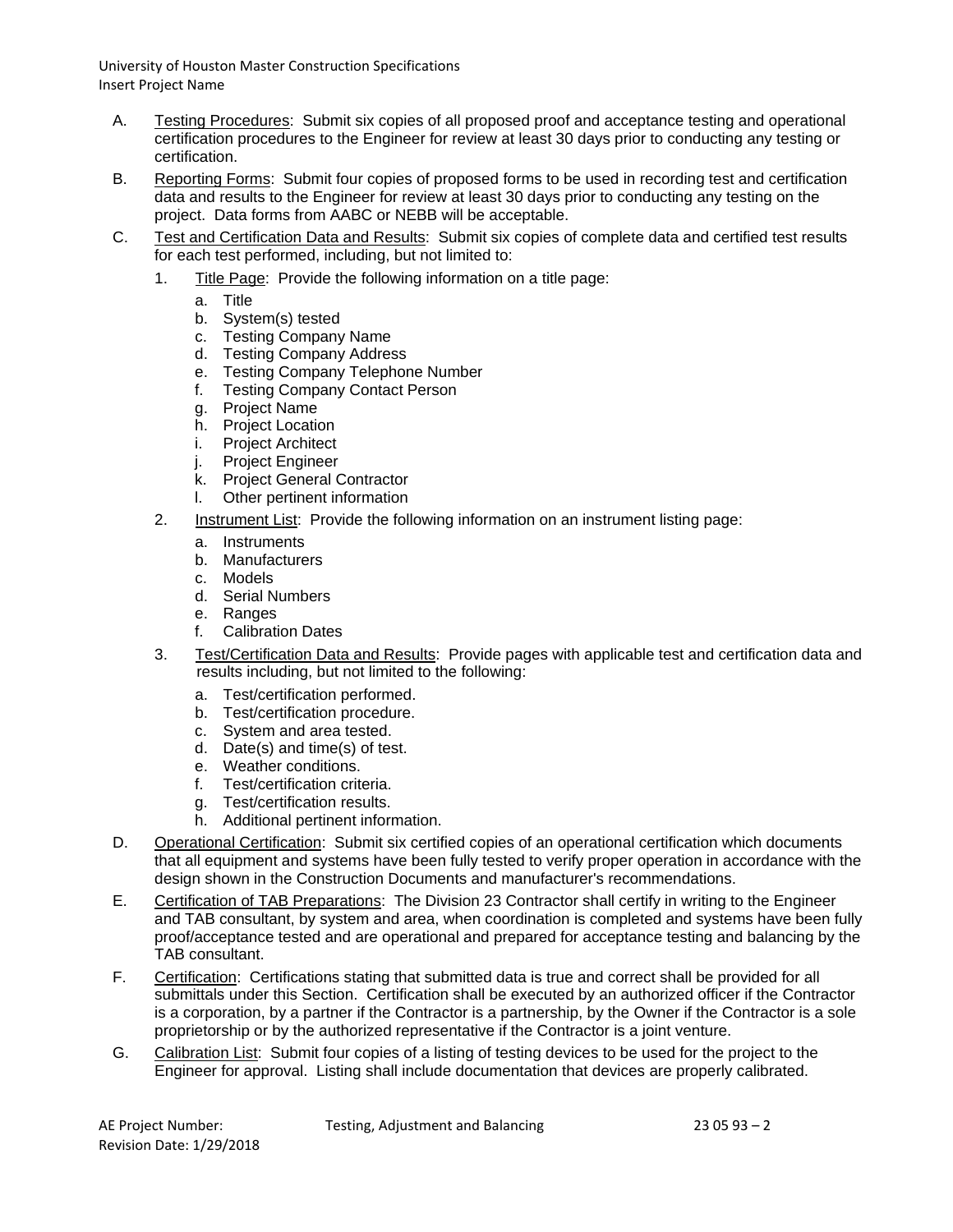A. Testing Procedures: Submit six copies of all proposed proof and acceptance testing and operational certification procedures to the Engineer for review at least 30 days prior to conducting any testing or certification.

B. Reporting Forms: Submit four copies of proposed forms to be used in recording test and certification data and results to the Engineer for review at least 30 days prior to conducting any testing on the project. Data forms from AABC or NEBB will be acceptable.

C. Test and Certification Data and Results: Submit six copies of complete data and certified test results for each test performed, including, but not limited to:

   1. Title Page: Provide the following information on a title page:

      a. Title
      b. System(s) tested
      c. Testing Company Name
      d. Testing Company Address
      e. Testing Company Telephone Number
      f. Testing Company Contact Person
      g. Project Name
      h. Project Location
      i. Project Architect
      j. Project Engineer
      k. Project General Contractor
      l. Other pertinent information

   2. Instrument List: Provide the following information on an instrument listing page:

      a. Instruments
      b. Manufacturers
      c. Models
      d. Serial Numbers
      e. Ranges
      f. Calibration Dates

   3. Test/Certification Data and Results: Provide pages with applicable test and certification data and results including, but not limited to the following:

      a. Test/certification performed.
      b. Test/certification procedure.
      c. System and area tested.
      d. Date(s) and time(s) of test.
      e. Weather conditions.
      f. Test/certification criteria.
      g. Test/certification results.
      h. Additional pertinent information.

D. Operational Certification: Submit six certified copies of an operational certification which documents that all equipment and systems have been fully tested to verify proper operation in accordance with the design shown in the Construction Documents and manufacturer's recommendations.

E. Certification of TAB Preparations: The Division 23 Contractor shall certify in writing to the Engineer and TAB consultant, by system and area, when coordination is completed and systems have been fully proof/acceptance tested and are operational and prepared for acceptance testing and balancing by the TAB consultant.

F. Certification: Certifications stating that submitted data is true and correct shall be provided for all submittals under this Section. Certification shall be executed by an authorized officer if the Contractor is a corporation, by a partner if the Contractor is a partnership, by the Owner if the Contractor is a sole proprietorship or by the authorized representative if the Contractor is a joint venture.

G. Calibration List: Submit four copies of a listing of testing devices to be used for the project to the Engineer for approval. Listing shall include documentation that devices are properly calibrated.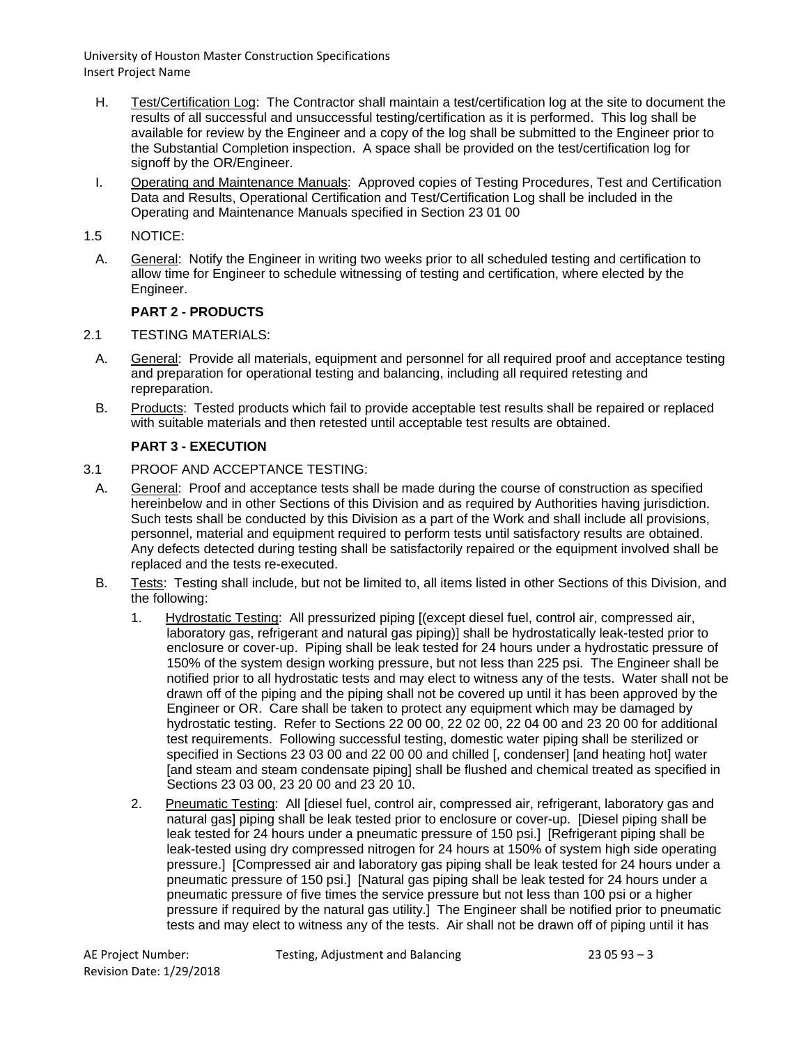H. Test/Certification Log: The Contractor shall maintain a test/certification log at the site to document the results of all successful and unsuccessful testing/certification as it is performed. This log shall be available for review by the Engineer and a copy of the log shall be submitted to the Engineer prior to the Substantial Completion inspection. A space shall be provided on the test/certification log for signoff by the OR/Engineer.

I. Operating and Maintenance Manuals: Approved copies of Testing Procedures, Test and Certification Data and Results, Operational Certification and Test/Certification Log shall be included in the Operating and Maintenance Manuals specified in Section 23 01 00

1.5 NOTICE:

A. General: Notify the Engineer in writing two weeks prior to all scheduled testing and certification to allow time for Engineer to schedule witnessing of testing and certification, where elected by the Engineer.

## PART 2 - PRODUCTS

2.1 TESTING MATERIALS:

A. General: Provide all materials, equipment and personnel for all required proof and acceptance testing and preparation for operational testing and balancing, including all required retesting and repreparation.

B. Products: Tested products which fail to provide acceptable test results shall be repaired or replaced with suitable materials and then retested until acceptable test results are obtained.

## PART 3 - EXECUTION

3.1 PROOF AND ACCEPTANCE TESTING:

A. General: Proof and acceptance tests shall be made during the course of construction as specified hereinbelow and in other Sections of this Division and as required by Authorities having jurisdiction. Such tests shall be conducted by this Division as a part of the Work and shall include all provisions, personnel, material and equipment required to perform tests until satisfactory results are obtained. Any defects detected during testing shall be satisfactorily repaired or the equipment involved shall be replaced and the tests re-executed.

B. Tests: Testing shall include, but not be limited to, all items listed in other Sections of this Division, and the following:

1. Hydrostatic Testing: All pressurized piping [(except diesel fuel, control air, compressed air, laboratory gas, refrigerant and natural gas piping)] shall be hydrostatically leak-tested prior to enclosure or cover-up. Piping shall be leak tested for 24 hours under a hydrostatic pressure of 150% of the system design working pressure, but not less than 225 psi. The Engineer shall be notified prior to all hydrostatic tests and may elect to witness any of the tests. Water shall not be drawn off of the piping and the piping shall not be covered up until it has been approved by the Engineer or OR. Care shall be taken to protect any equipment which may be damaged by hydrostatic testing. Refer to Sections 22 00 00, 22 02 00, 22 04 00 and 23 20 00 for additional test requirements. Following successful testing, domestic water piping shall be sterilized or specified in Sections 23 03 00 and 22 00 00 and chilled [, condenser] [and heating hot] water [and steam and steam condensate piping] shall be flushed and chemical treated as specified in Sections 23 03 00, 23 20 00 and 23 20 10.

2. Pneumatic Testing: All [diesel fuel, control air, compressed air, refrigerant, laboratory gas and natural gas] piping shall be leak tested prior to enclosure or cover-up. [Diesel piping shall be leak tested for 24 hours under a pneumatic pressure of 150 psi.] [Refrigerant piping shall be leak-tested using dry compressed nitrogen for 24 hours at 150% of system high side operating pressure.] [Compressed air and laboratory gas piping shall be leak tested for 24 hours under a pneumatic pressure of 150 psi.] [Natural gas piping shall be leak tested for 24 hours under a pneumatic pressure of five times the service pressure but not less than 100 psi or a higher pressure if required by the natural gas utility.] The Engineer shall be notified prior to pneumatic tests and may elect to witness any of the tests. Air shall not be drawn off of piping until it has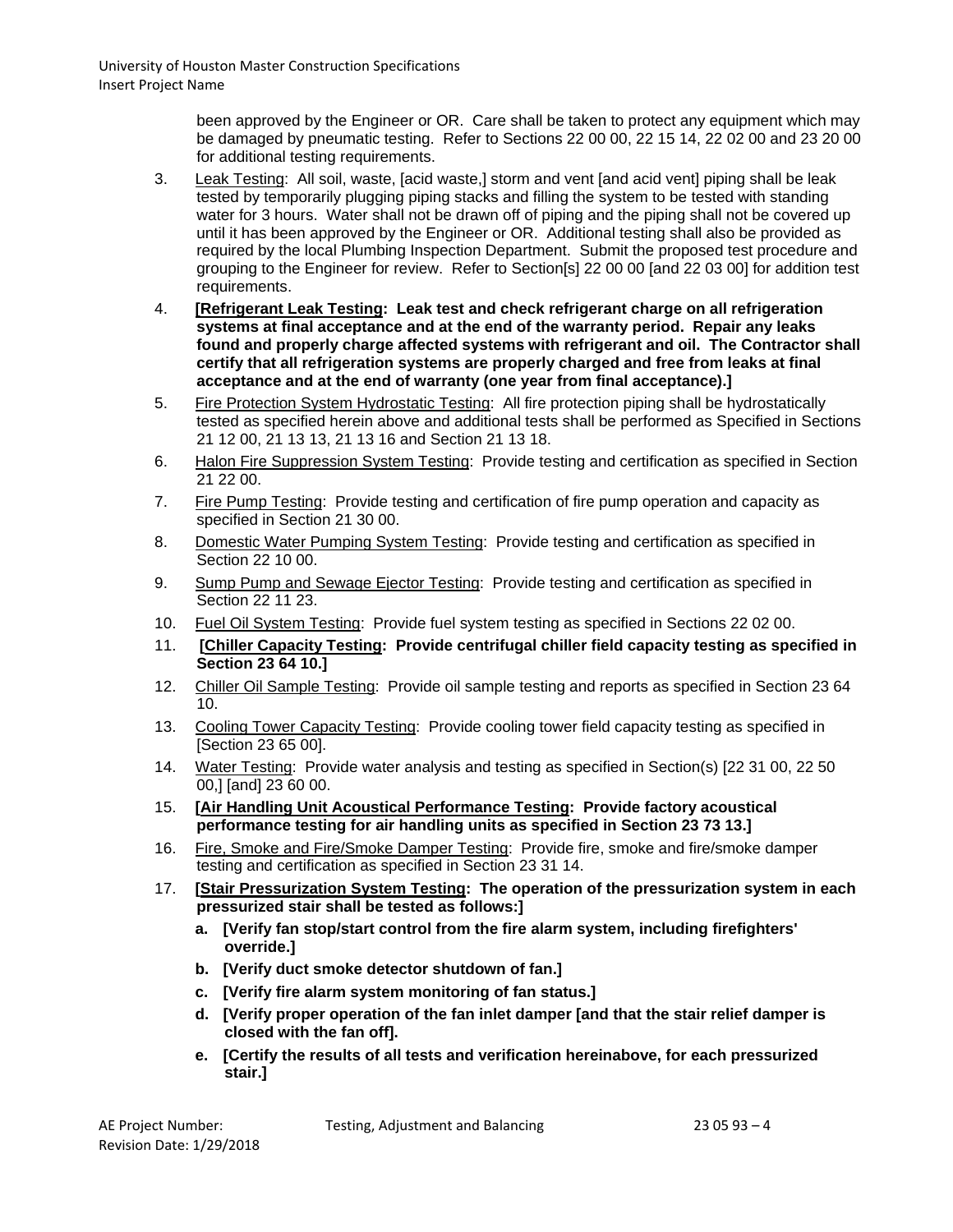been approved by the Engineer or OR. Care shall be taken to protect any equipment which may be damaged by pneumatic testing. Refer to Sections 22 00 00, 22 15 14, 22 02 00 and 23 20 00 for additional testing requirements.

3. Leak Testing: All soil, waste, [acid waste,] storm and vent [and acid vent] piping shall be leak tested by temporarily plugging piping stacks and filling the system to be tested with standing water for 3 hours. Water shall not be drawn off of piping and the piping shall not be covered up until it has been approved by the Engineer or OR. Additional testing shall also be provided as required by the local Plumbing Inspection Department. Submit the proposed test procedure and grouping to the Engineer for review. Refer to Section[s] 22 00 00 [and 22 03 00] for addition test requirements.

4. **[Refrigerant Leak Testing: Leak test and check refrigerant charge on all refrigeration systems at final acceptance and at the end of the warranty period. Repair any leaks found and properly charge affected systems with refrigerant and oil. The Contractor shall certify that all refrigeration systems are properly charged and free from leaks at final acceptance and at the end of warranty (one year from final acceptance).]**

5. Fire Protection System Hydrostatic Testing: All fire protection piping shall be hydrostatically tested as specified herein above and additional tests shall be performed as Specified in Sections 21 12 00, 21 13 13, 21 13 16 and Section 21 13 18.

6. Halon Fire Suppression System Testing: Provide testing and certification as specified in Section 21 22 00.

7. Fire Pump Testing: Provide testing and certification of fire pump operation and capacity as specified in Section 21 30 00.

8. Domestic Water Pumping System Testing: Provide testing and certification as specified in Section 22 10 00.

9. Sump Pump and Sewage Ejector Testing: Provide testing and certification as specified in Section 22 11 23.

10. Fuel Oil System Testing: Provide fuel system testing as specified in Sections 22 02 00.

11. **[Chiller Capacity Testing: Provide centrifugal chiller field capacity testing as specified in Section 23 64 10.]**

12. Chiller Oil Sample Testing: Provide oil sample testing and reports as specified in Section 23 64 10.

13. Cooling Tower Capacity Testing: Provide cooling tower field capacity testing as specified in [Section 23 65 00].

14. Water Testing: Provide water analysis and testing as specified in Section(s) [22 31 00, 22 50 00,] [and] 23 60 00.

15. **[Air Handling Unit Acoustical Performance Testing: Provide factory acoustical performance testing for air handling units as specified in Section 23 73 13.]**

16. Fire, Smoke and Fire/Smoke Damper Testing: Provide fire, smoke and fire/smoke damper testing and certification as specified in Section 23 31 14.

17. **[Stair Pressurization System Testing: The operation of the pressurization system in each pressurized stair shall be tested as follows:]**

    a. **[Verify fan stop/start control from the fire alarm system, including firefighters' override.]**

    b. **[Verify duct smoke detector shutdown of fan.]**

    c. **[Verify fire alarm system monitoring of fan status.]**

    d. **[Verify proper operation of the fan inlet damper [and that the stair relief damper is closed with the fan off].**

    e. **[Certify the results of all tests and verification hereinabove, for each pressurized stair.]**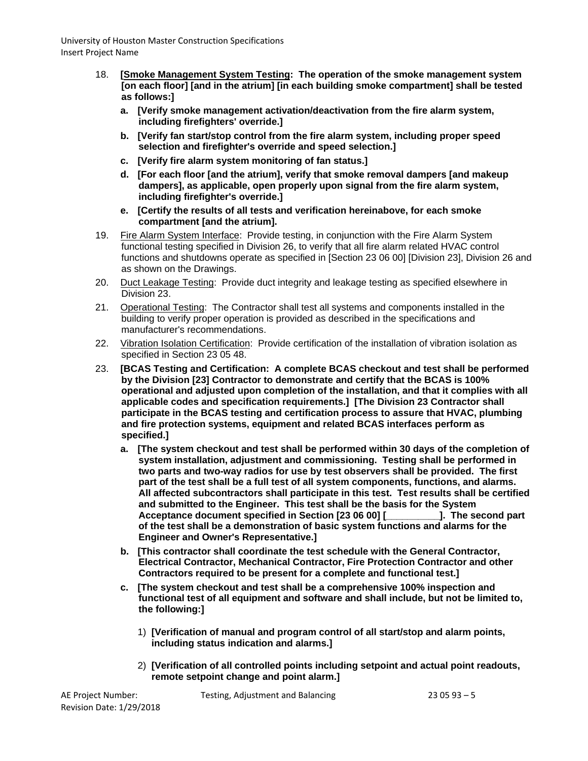18. **[Smkey Management System Testing: The operation of the smoke management system [on each floor] [and in the atrium] [in each building smoke compartment] shall be tested as follows:]**

    a. **[Verify smoke management activation/deactivation from the fire alarm system, including firefighters' override.]**

    b. **[Verify fan start/stop control from the fire alarm system, including proper speed selection and firefighter's override and speed selection.]**

    c. **[Verify fire alarm system monitoring of fan status.]**

    d. **[For each floor [and the atrium], verify that smoke removal dampers [and makeup dampers], as applicable, open properly upon signal from the fire alarm system, including firefighter's override.]**

    e. **[Certify the results of all tests and verification hereinabove, for each smoke compartment [and the atrium].**

19. Fire Alarm System Interface: Provide testing, in conjunction with the Fire Alarm System functional testing specified in Division 26, to verify that all fire alarm related HVAC control functions and shutdowns operate as specified in [Section 23 06 00] [Division 23], Division 26 and as shown on the Drawings.

20. Duct Leakage Testing: Provide duct integrity and leakage testing as specified elsewhere in Division 23.

21. Operational Testing: The Contractor shall test all systems and components installed in the building to verify proper operation is provided as described in the specifications and manufacturer's recommendations.

22. Vibration Isolation Certification: Provide certification of the installation of vibration isolation as specified in Section 23 05 48.

23. **[BCAS Testing and Certification: A complete BCAS checkout and test shall be performed by the Division [23] Contractor to demonstrate and certify that the BCAS is 100% operational and adjusted upon completion of the installation, and that it complies with all applicable codes and specification requirements.] [The Division 23 Contractor shall participate in the BCAS testing and certification process to assure that HVAC, plumbing and fire protection systems, equipment and related BCAS interfaces perform as specified.]**

    a. **[The system checkout and test shall be performed within 30 days of the completion of system installation, adjustment and commissioning. Testing shall be performed in two parts and two-way radios for use by test observers shall be provided. The first part of the test shall be a full test of all system components, functions, and alarms. All affected subcontractors shall participate in this test. Test results shall be certified and submitted to the Engineer. This test shall be the basis for the System Acceptance document specified in Section [23 06 00] [__________]. The second part of the test shall be a demonstration of basic system functions and alarms for the Engineer and Owner's Representative.]**

    b. **[This contractor shall coordinate the test schedule with the General Contractor, Electrical Contractor, Mechanical Contractor, Fire Protection Contractor and other Contractors required to be present for a complete and functional test.]**

    c. **[The system checkout and test shall be a comprehensive 100% inspection and functional test of all equipment and software and shall include, but not be limited to, the following:]**

        1) **[Verification of manual and program control of all start/stop and alarm points, including status indication and alarms.]**

        2) **[Verification of all controlled points including setpoint and actual point readouts, remote setpoint change and point alarm.]**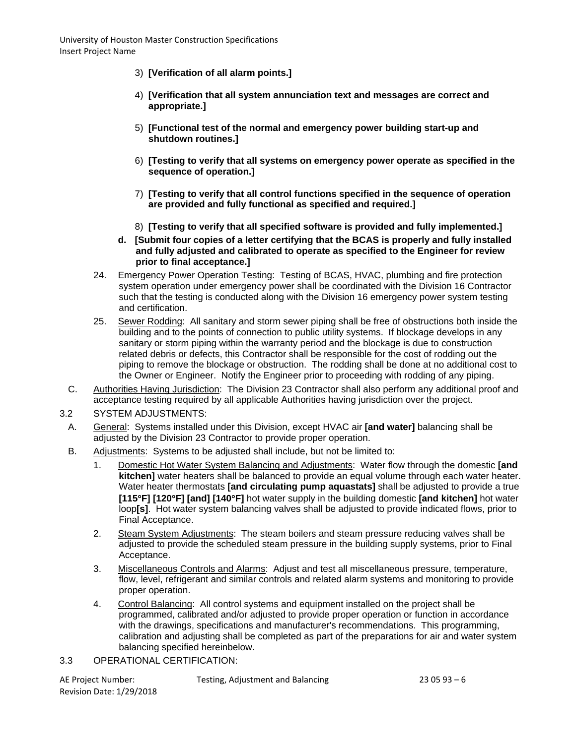3) **[Verification of all alarm points.]**

4) **[Verification that all system annunciation text and messages are correct and appropriate.]**

5) **[Functional test of the normal and emergency power building start-up and shutdown routines.]**

6) **[Testing to verify that all systems on emergency power operate as specified in the sequence of operation.]**

7) **[Testing to verify that all control functions specified in the sequence of operation are provided and fully functional as specified and required.]**

8) **[Testing to verify that all specified software is provided and fully implemented.]**

**d. [Submit four copies of a letter certifying that the BCAS is properly and fully installed and fully adjusted and calibrated to operate as specified to the Engineer for review prior to final acceptance.]**

24. Emergency Power Operation Testing: Testing of BCAS, HVAC, plumbing and fire protection system operation under emergency power shall be coordinated with the Division 16 Contractor such that the testing is conducted along with the Division 16 emergency power system testing and certification.

25. Sewer Rodding: All sanitary and storm sewer piping shall be free of obstructions both inside the building and to the points of connection to public utility systems. If blockage develops in any sanitary or storm piping within the warranty period and the blockage is due to construction related debris or defects, this Contractor shall be responsible for the cost of rodding out the piping to remove the blockage or obstruction. The rodding shall be done at no additional cost to the Owner or Engineer. Notify the Engineer prior to proceeding with rodding of any piping.

C. Authorities Having Jurisdiction: The Division 23 Contractor shall also perform any additional proof and acceptance testing required by all applicable Authorities having jurisdiction over the project.

3.2 SYSTEM ADJUSTMENTS:

A. General: Systems installed under this Division, except HVAC air **[and water]** balancing shall be adjusted by the Division 23 Contractor to provide proper operation.

B. Adjustments: Systems to be adjusted shall include, but not be limited to:

1. Domestic Hot Water System Balancing and Adjustments: Water flow through the domestic **[and kitchen]** water heaters shall be balanced to provide an equal volume through each water heater. Water heater thermostats **[and circulating pump aquastats]** shall be adjusted to provide a true **[115°F] [120°F] [and] [140°F]** hot water supply in the building domestic **[and kitchen]** hot water loop**[s]**. Hot water system balancing valves shall be adjusted to provide indicated flows, prior to Final Acceptance.

2. Steam System Adjustments: The steam boilers and steam pressure reducing valves shall be adjusted to provide the scheduled steam pressure in the building supply systems, prior to Final Acceptance.

3. Miscellaneous Controls and Alarms: Adjust and test all miscellaneous pressure, temperature, flow, level, refrigerant and similar controls and related alarm systems and monitoring to provide proper operation.

4. Control Balancing: All control systems and equipment installed on the project shall be programmed, calibrated and/or adjusted to provide proper operation or function in accordance with the drawings, specifications and manufacturer's recommendations. This programming, calibration and adjusting shall be completed as part of the preparations for air and water system balancing specified hereinbelow.

3.3 OPERATIONAL CERTIFICATION: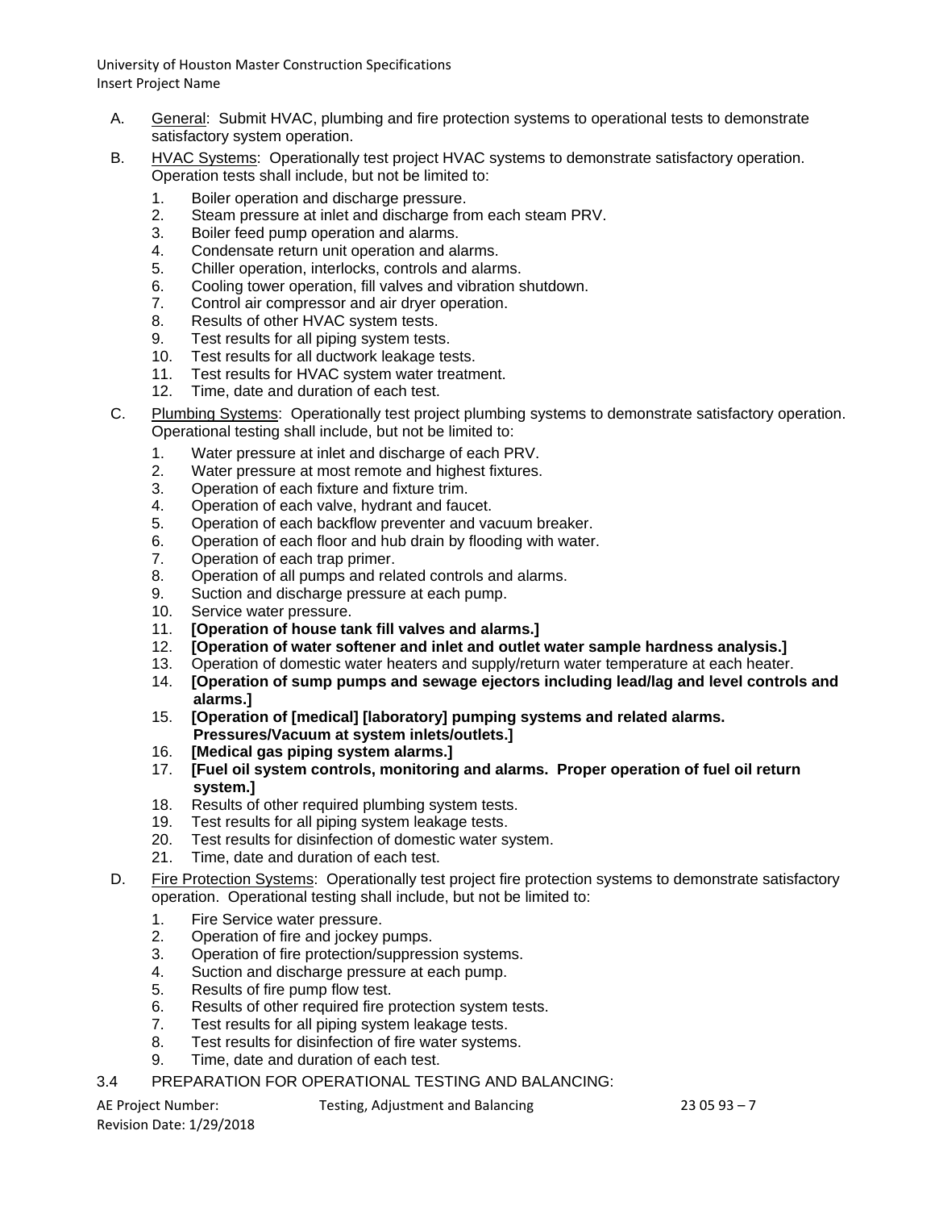A. General: Submit HVAC, plumbing and fire protection systems to operational tests to demonstrate satisfactory system operation.

B. HVAC Systems: Operationally test project HVAC systems to demonstrate satisfactory operation. Operation tests shall include, but not be limited to:

1. Boiler operation and discharge pressure.
2. Steam pressure at inlet and discharge from each steam PRV.
3. Boiler feed pump operation and alarms.
4. Condensate return unit operation and alarms.
5. Chiller operation, interlocks, controls and alarms.
6. Cooling tower operation, fill valves and vibration shutdown.
7. Control air compressor and air dryer operation.
8. Results of other HVAC system tests.
9. Test results for all piping system tests.
10. Test results for all ductwork leakage tests.
11. Test results for HVAC system water treatment.
12. Time, date and duration of each test.

C. Plumbing Systems: Operationally test project plumbing systems to demonstrate satisfactory operation. Operational testing shall include, but not be limited to:

1. Water pressure at inlet and discharge of each PRV.
2. Water pressure at most remote and highest fixtures.
3. Operation of each fixture and fixture trim.
4. Operation of each valve, hydrant and faucet.
5. Operation of each backflow preventer and vacuum breaker.
6. Operation of each floor and hub drain by flooding with water.
7. Operation of each trap primer.
8. Operation of all pumps and related controls and alarms.
9. Suction and discharge pressure at each pump.
10. Service water pressure.
11. **[Operation of house tank fill valves and alarms.]**
12. **[Operation of water softener and inlet and outlet water sample hardness analysis.]**
13. Operation of domestic water heaters and supply/return water temperature at each heater.
14. **[Operation of sump pumps and sewage ejectors including lead/lag and level controls and alarms.]**
15. **[Operation of [medical] [laboratory] pumping systems and related alarms. Pressures/Vacuum at system inlets/outlets.]**
16. **[Medical gas piping system alarms.]**
17. **[Fuel oil system controls, monitoring and alarms. Proper operation of fuel oil return system.]**
18. Results of other required plumbing system tests.
19. Test results for all piping system leakage tests.
20. Test results for disinfection of domestic water system.
21. Time, date and duration of each test.

D. Fire Protection Systems: Operationally test project fire protection systems to demonstrate satisfactory operation. Operational testing shall include, but not be limited to:

1. Fire Service water pressure.
2. Operation of fire and jockey pumps.
3. Operation of fire protection/suppression systems.
4. Suction and discharge pressure at each pump.
5. Results of fire pump flow test.
6. Results of other required fire protection system tests.
7. Test results for all piping system leakage tests.
8. Test results for disinfection of fire water systems.
9. Time, date and duration of each test.

3.4 PREPARATION FOR OPERATIONAL TESTING AND BALANCING: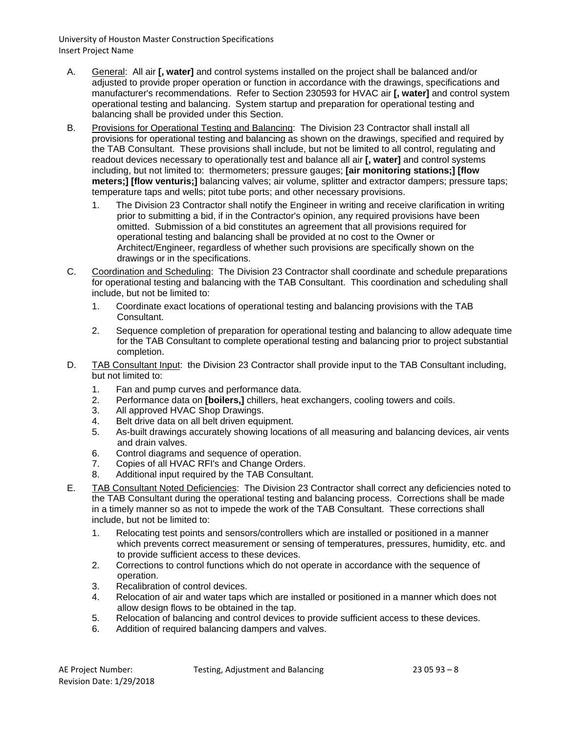A. General: All air **[, water]** and control systems installed on the project shall be balanced and/or adjusted to provide proper operation or function in accordance with the drawings, specifications and manufacturer's recommendations. Refer to Section 230593 for HVAC air **[, water]** and control system operational testing and balancing. System startup and preparation for operational testing and balancing shall be provided under this Section.

B. Provisions for Operational Testing and Balancing: The Division 23 Contractor shall install all provisions for operational testing and balancing as shown on the drawings, specified and required by the TAB Consultant. These provisions shall include, but not be limited to all control, regulating and readout devices necessary to operationally test and balance all air **[, water]** and control systems including, but not limited to: thermometers; pressure gauges; **[air monitoring stations;] [flow meters;] [flow venturis;]** balancing valves; air volume, splitter and extractor dampers; pressure taps; temperature taps and wells; pitot tube ports; and other necessary provisions.

   1. The Division 23 Contractor shall notify the Engineer in writing and receive clarification in writing prior to submitting a bid, if in the Contractor's opinion, any required provisions have been omitted. Submission of a bid constitutes an agreement that all provisions required for operational testing and balancing shall be provided at no cost to the Owner or Architect/Engineer, regardless of whether such provisions are specifically shown on the drawings or in the specifications.

C. Coordination and Scheduling: The Division 23 Contractor shall coordinate and schedule preparations for operational testing and balancing with the TAB Consultant. This coordination and scheduling shall include, but not be limited to:

   1. Coordinate exact locations of operational testing and balancing provisions with the TAB Consultant.
   2. Sequence completion of preparation for operational testing and balancing to allow adequate time for the TAB Consultant to complete operational testing and balancing prior to project substantial completion.

D. TAB Consultant Input: the Division 23 Contractor shall provide input to the TAB Consultant including, but not limited to:

   1. Fan and pump curves and performance data.
   2. Performance data on **[boilers,]** chillers, heat exchangers, cooling towers and coils.
   3. All approved HVAC Shop Drawings.
   4. Belt drive data on all belt driven equipment.
   5. As-built drawings accurately showing locations of all measuring and balancing devices, air vents and drain valves.
   6. Control diagrams and sequence of operation.
   7. Copies of all HVAC RFI's and Change Orders.
   8. Additional input required by the TAB Consultant.

E. TAB Consultant Noted Deficiencies: The Division 23 Contractor shall correct any deficiencies noted to the TAB Consultant during the operational testing and balancing process. Corrections shall be made in a timely manner so as not to impede the work of the TAB Consultant. These corrections shall include, but not be limited to:

   1. Relocating test points and sensors/controllers which are installed or positioned in a manner which prevents correct measurement or sensing of temperatures, pressures, humidity, etc. and to provide sufficient access to these devices.
   2. Corrections to control functions which do not operate in accordance with the sequence of operation.
   3. Recalibration of control devices.
   4. Relocation of air and water taps which are installed or positioned in a manner which does not allow design flows to be obtained in the tap.
   5. Relocation of balancing and control devices to provide sufficient access to these devices.
   6. Addition of required balancing dampers and valves.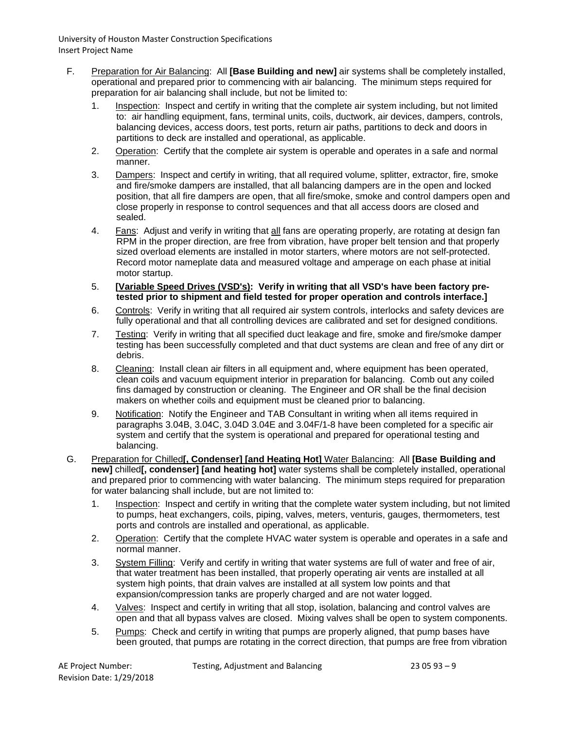F. Preparation for Air Balancing: All **[Base Building and new]** air systems shall be completely installed, operational and prepared prior to commencing with air balancing. The minimum steps required for preparation for air balancing shall include, but not be limited to:

1. Inspection: Inspect and certify in writing that the complete air system including, but not limited to: air handling equipment, fans, terminal units, coils, ductwork, air devices, dampers, controls, balancing devices, access doors, test ports, return air paths, partitions to deck and doors in partitions to deck are installed and operational, as applicable.
2. Operation: Certify that the complete air system is operable and operates in a safe and normal manner.
3. Dampers: Inspect and certify in writing, that all required volume, splitter, extractor, fire, smoke and fire/smoke dampers are installed, that all balancing dampers are in the open and locked position, that all fire dampers are open, that all fire/smoke, smoke and control dampers open and close properly in response to control sequences and that all access doors are closed and sealed.
4. Fans: Adjust and verify in writing that all fans are operating properly, are rotating at design fan RPM in the proper direction, are free from vibration, have proper belt tension and that properly sized overload elements are installed in motor starters, where motors are not self-protected. Record motor nameplate data and measured voltage and amperage on each phase at initial motor startup.
5. **[Variable Speed Drives (VSD's): Verify in writing that all VSD's have been factory pre-tested prior to shipment and field tested for proper operation and controls interface.]**
6. Controls: Verify in writing that all required air system controls, interlocks and safety devices are fully operational and that all controlling devices are calibrated and set for designed conditions.
7. Testing: Verify in writing that all specified duct leakage and fire, smoke and fire/smoke damper testing has been successfully completed and that duct systems are clean and free of any dirt or debris.
8. Cleaning: Install clean air filters in all equipment and, where equipment has been operated, clean coils and vacuum equipment interior in preparation for balancing. Comb out any coiled fins damaged by construction or cleaning. The Engineer and OR shall be the final decision makers on whether coils and equipment must be cleaned prior to balancing.
9. Notification: Notify the Engineer and TAB Consultant in writing when all items required in paragraphs 3.04B, 3.04C, 3.04D 3.04E and 3.04F/1-8 have been completed for a specific air system and certify that the system is operational and prepared for operational testing and balancing.

G. Preparation for Chilled**[, Condenser] [and Heating Hot]** Water Balancing: All **[Base Building and new]** chilled**[, condenser] [and heating hot]** water systems shall be completely installed, operational and prepared prior to commencing with water balancing. The minimum steps required for preparation for water balancing shall include, but are not limited to:

1. Inspection: Inspect and certify in writing that the complete water system including, but not limited to pumps, heat exchangers, coils, piping, valves, meters, venturis, gauges, thermometers, test ports and controls are installed and operational, as applicable.
2. Operation: Certify that the complete HVAC water system is operable and operates in a safe and normal manner.
3. System Filling: Verify and certify in writing that water systems are full of water and free of air, that water treatment has been installed, that properly operating air vents are installed at all system high points, that drain valves are installed at all system low points and that expansion/compression tanks are properly charged and are not water logged.
4. Valves: Inspect and certify in writing that all stop, isolation, balancing and control valves are open and that all bypass valves are closed. Mixing valves shall be open to system components.
5. Pumps: Check and certify in writing that pumps are properly aligned, that pump bases have been grouted, that pumps are rotating in the correct direction, that pumps are free from vibration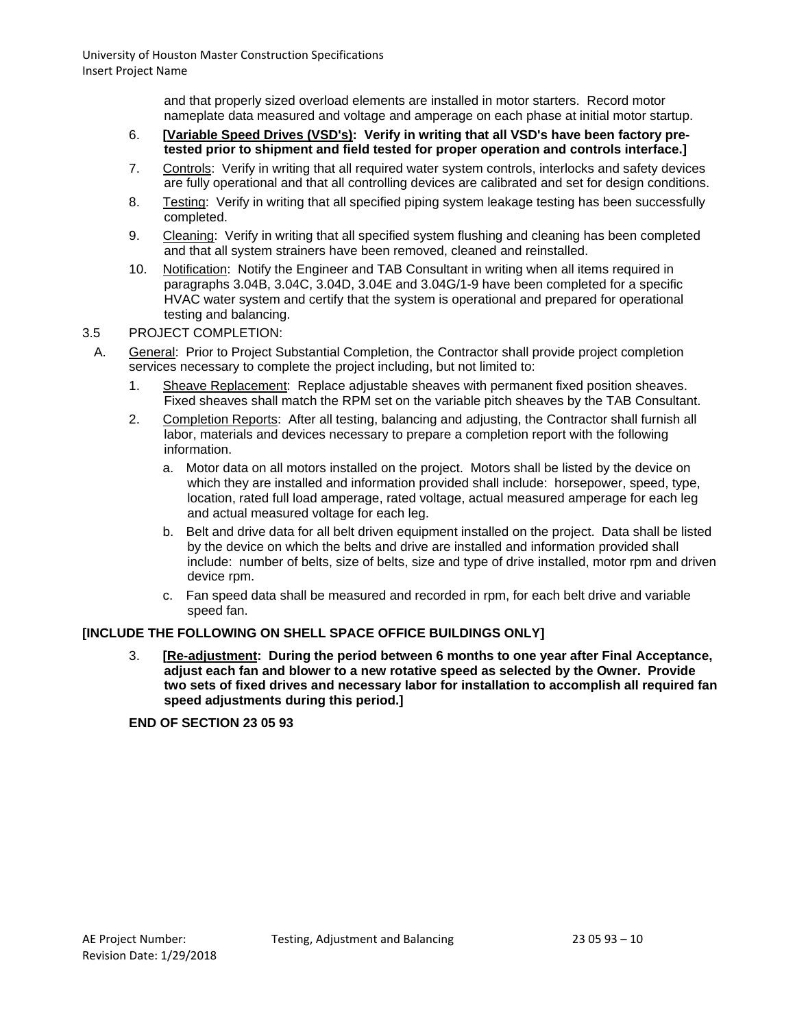and that properly sized overload elements are installed in motor starters. Record motor nameplate data measured and voltage and amperage on each phase at initial motor startup.

6. **[<u>Variable Speed Drives (VSD's)</u>: Verify in writing that all VSD's have been factory pre-tested prior to shipment and field tested for proper operation and controls interface.]**

7. <u>Controls</u>: Verify in writing that all required water system controls, interlocks and safety devices are fully operational and that all controlling devices are calibrated and set for design conditions.

8. <u>Testing</u>: Verify in writing that all specified piping system leakage testing has been successfully completed.

9. <u>Cleaning</u>: Verify in writing that all specified system flushing and cleaning has been completed and that all system strainers have been removed, cleaned and reinstalled.

10. <u>Notification</u>: Notify the Engineer and TAB Consultant in writing when all items required in paragraphs 3.04B, 3.04C, 3.04D, 3.04E and 3.04G/1-9 have been completed for a specific HVAC water system and certify that the system is operational and prepared for operational testing and balancing.

3.5 PROJECT COMPLETION:

A. <u>General</u>: Prior to Project Substantial Completion, the Contractor shall provide project completion services necessary to complete the project including, but not limited to:

1. <u>Sheave Replacement</u>: Replace adjustable sheaves with permanent fixed position sheaves. Fixed sheaves shall match the RPM set on the variable pitch sheaves by the TAB Consultant.

2. <u>Completion Reports</u>: After all testing, balancing and adjusting, the Contractor shall furnish all labor, materials and devices necessary to prepare a completion report with the following information.

   a. Motor data on all motors installed on the project. Motors shall be listed by the device on which they are installed and information provided shall include: horsepower, speed, type, location, rated full load amperage, rated voltage, actual measured amperage for each leg and actual measured voltage for each leg.

   b. Belt and drive data for all belt driven equipment installed on the project. Data shall be listed by the device on which the belts and drive are installed and information provided shall include: number of belts, size of belts, size and type of drive installed, motor rpm and driven device rpm.

   c. Fan speed data shall be measured and recorded in rpm, for each belt drive and variable speed fan.

**[INCLUDE THE FOLLOWING ON SHELL SPACE OFFICE BUILDINGS ONLY]**

3. **[<u>Re-adjustment</u>: During the period between 6 months to one year after Final Acceptance, adjust each fan and blower to a new rotative speed as selected by the Owner. Provide two sets of fixed drives and necessary labor for installation to accomplish all required fan speed adjustments during this period.]**

**END OF SECTION 23 05 93**